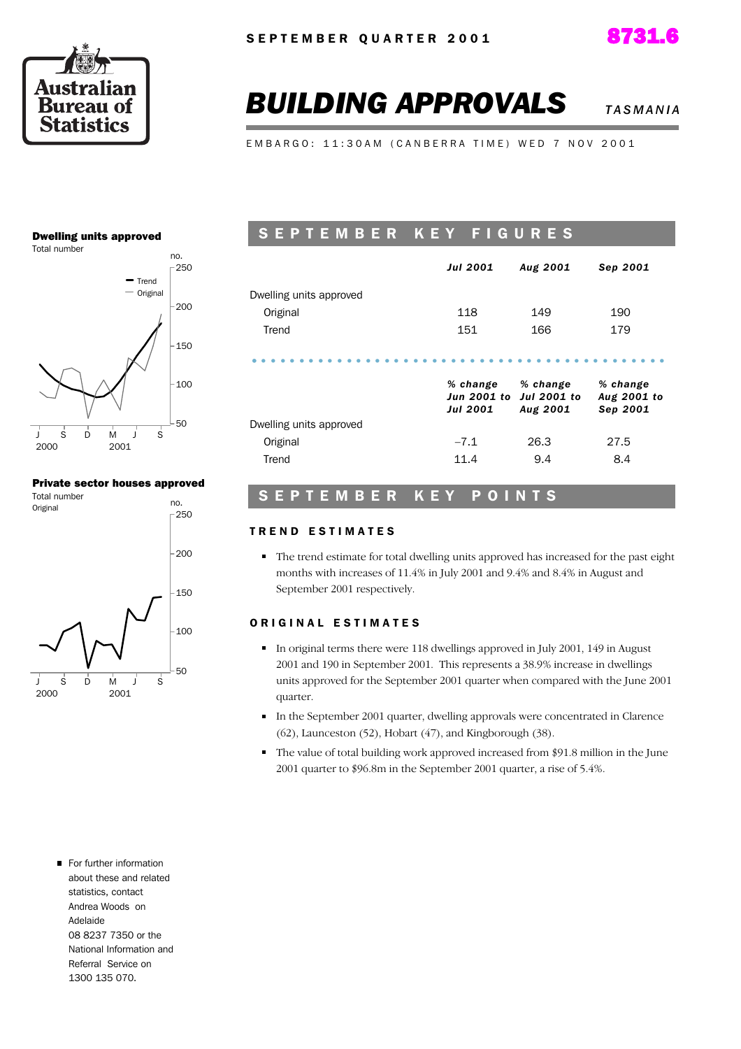SEPTEMBER QUARTER 2001

8731.6

# BUILDING APPROVALS

*TASMANIA*

EMBARGO: 11:30AM (CANBERRA TIME) WED 7 NOV 2001

**Dwelling units approved**
Total number

**Private sector houses approved**
Total number
Original

## SEPTEMBER KEY FIGURES

| | *Jul 2001* | *Aug 2001* | *Sep 2001* |
|---|---|---|---|
| Dwelling units approved | | | |
| Original | 118 | 149 | 190 |
| Trend | 151 | 166 | 179 |

| | *% change Jun 2001 to Jul 2001* | *% change Jul 2001 to Aug 2001* | *% change Aug 2001 to Sep 2001* |
|---|---|---|---|
| Dwelling units approved | | | |
| Original | −7.1 | 26.3 | 27.5 |
| Trend | 11.4 | 9.4 | 8.4 |

## SEPTEMBER KEY POINTS

### TREND ESTIMATES

- The trend estimate for total dwelling units approved has increased for the past eight months with increases of 11.4% in July 2001 and 9.4% and 8.4% in August and September 2001 respectively.

### ORIGINAL ESTIMATES

- In original terms there were 118 dwellings approved in July 2001, 149 in August 2001 and 190 in September 2001. This represents a 38.9% increase in dwellings units approved for the September 2001 quarter when compared with the June 2001 quarter.
- In the September 2001 quarter, dwelling approvals were concentrated in Clarence (62), Launceston (52), Hobart (47), and Kingborough (38).
- The value of total building work approved increased from $91.8 million in the June 2001 quarter to $96.8m in the September 2001 quarter, a rise of 5.4%.

- For further information about these and related statistics, contact Andrea Woods on Adelaide 08 8237 7350 or the National Information and Referral Service on 1300 135 070.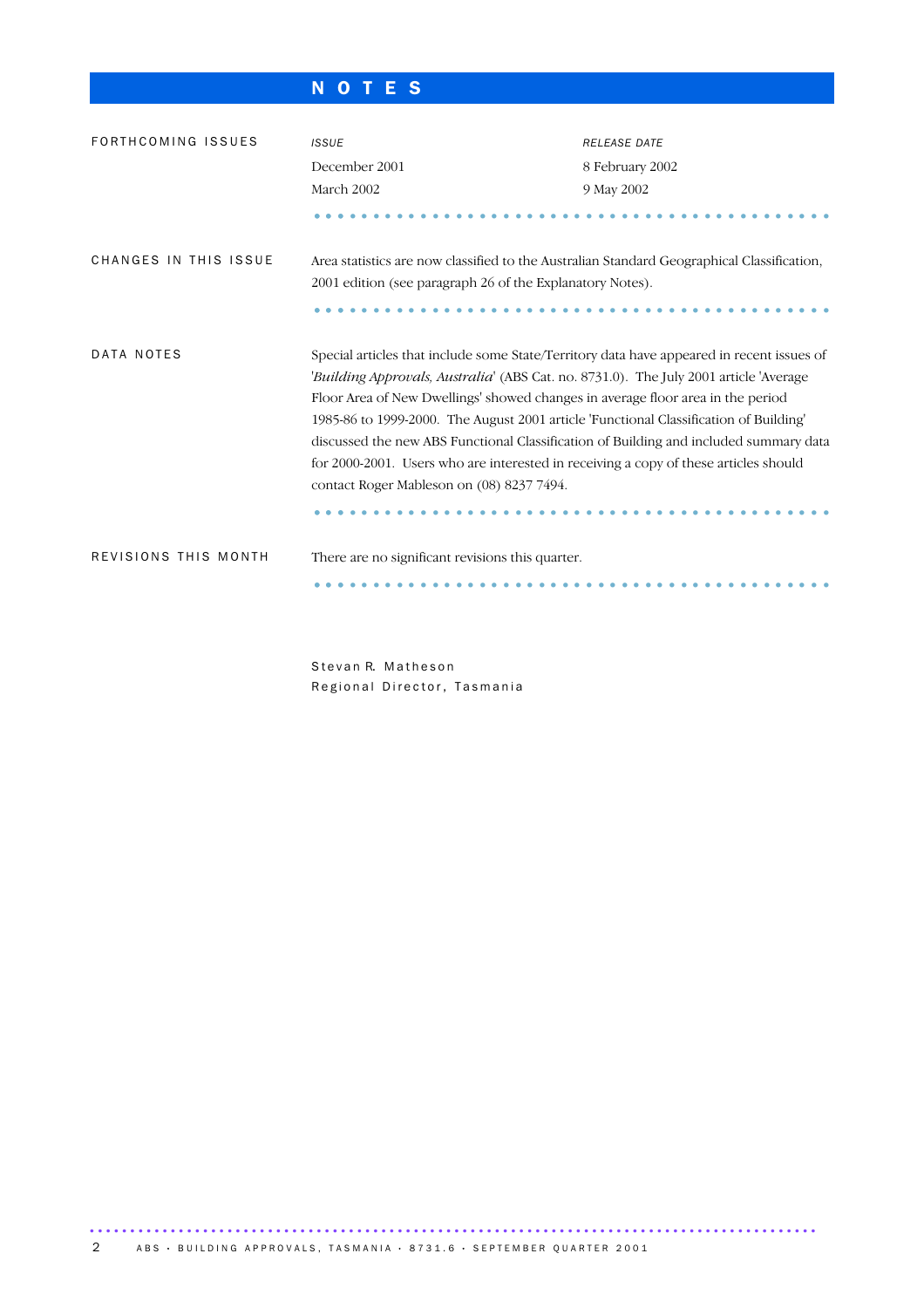# NOTES

**FORTHCOMING ISSUES**

| *ISSUE* | *RELEASE DATE* |
|---|---|
| December 2001 | 8 February 2002 |
| March 2002 | 9 May 2002 |

**CHANGES IN THIS ISSUE**

Area statistics are now classified to the Australian Standard Geographical Classification, 2001 edition (see paragraph 26 of the Explanatory Notes).

**DATA NOTES**

Special articles that include some State/Territory data have appeared in recent issues of '*Building Approvals, Australia*' (ABS Cat. no. 8731.0). The July 2001 article 'Average Floor Area of New Dwellings' showed changes in average floor area in the period 1985-86 to 1999-2000. The August 2001 article 'Functional Classification of Building' discussed the new ABS Functional Classification of Building and included summary data for 2000-2001. Users who are interested in receiving a copy of these articles should contact Roger Mableson on (08) 8237 7494.

**REVISIONS THIS MONTH**

There are no significant revisions this quarter.

Stevan R. Matheson
Regional Director, Tasmania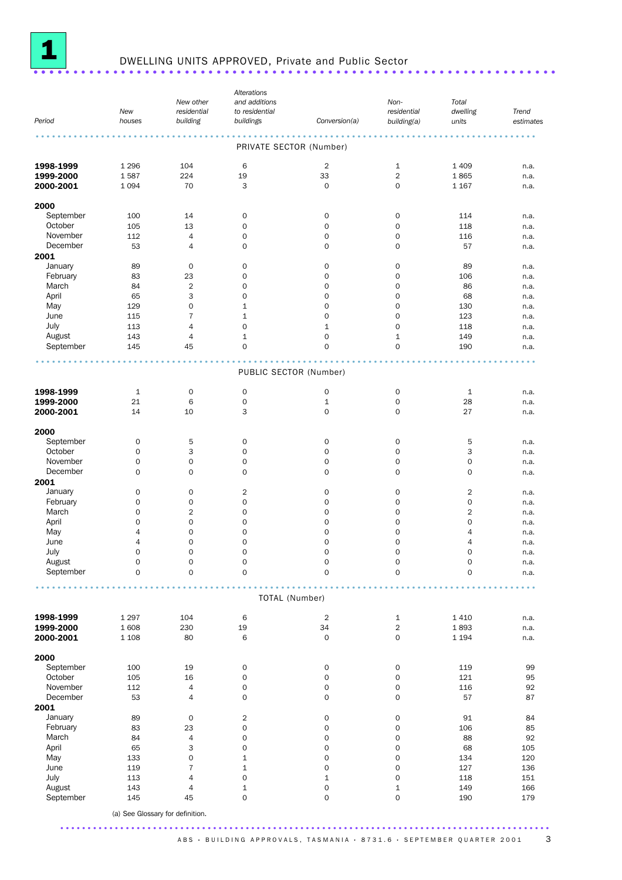# 1 DWELLING UNITS APPROVED, Private and Public Sector

| Period | New houses | New other residential building | Alterations and additions to residential buildings | Conversion(a) | Non-residential building(a) | Total dwelling units | Trend estimates |
|---|---|---|---|---|---|---|---|
| **PRIVATE SECTOR (Number)** | | | | | | | |
| **1998-1999** | 1 296 | 104 | 6 | 2 | 1 | 1 409 | n.a. |
| **1999-2000** | 1 587 | 224 | 19 | 33 | 2 | 1 865 | n.a. |
| **2000-2001** | 1 094 | 70 | 3 | 0 | 0 | 1 167 | n.a. |
| **2000** | | | | | | | |
| September | 100 | 14 | 0 | 0 | 0 | 114 | n.a. |
| October | 105 | 13 | 0 | 0 | 0 | 118 | n.a. |
| November | 112 | 4 | 0 | 0 | 0 | 116 | n.a. |
| December | 53 | 4 | 0 | 0 | 0 | 57 | n.a. |
| **2001** | | | | | | | |
| January | 89 | 0 | 0 | 0 | 0 | 89 | n.a. |
| February | 83 | 23 | 0 | 0 | 0 | 106 | n.a. |
| March | 84 | 2 | 0 | 0 | 0 | 86 | n.a. |
| April | 65 | 3 | 0 | 0 | 0 | 68 | n.a. |
| May | 129 | 0 | 1 | 0 | 0 | 130 | n.a. |
| June | 115 | 7 | 1 | 0 | 0 | 123 | n.a. |
| July | 113 | 4 | 0 | 1 | 0 | 118 | n.a. |
| August | 143 | 4 | 1 | 0 | 1 | 149 | n.a. |
| September | 145 | 45 | 0 | 0 | 0 | 190 | n.a. |
| **PUBLIC SECTOR (Number)** | | | | | | | |
| **1998-1999** | 1 | 0 | 0 | 0 | 0 | 1 | n.a. |
| **1999-2000** | 21 | 6 | 0 | 1 | 0 | 28 | n.a. |
| **2000-2001** | 14 | 10 | 3 | 0 | 0 | 27 | n.a. |
| **2000** | | | | | | | |
| September | 0 | 5 | 0 | 0 | 0 | 5 | n.a. |
| October | 0 | 3 | 0 | 0 | 0 | 3 | n.a. |
| November | 0 | 0 | 0 | 0 | 0 | 0 | n.a. |
| December | 0 | 0 | 0 | 0 | 0 | 0 | n.a. |
| **2001** | | | | | | | |
| January | 0 | 0 | 2 | 0 | 0 | 2 | n.a. |
| February | 0 | 0 | 0 | 0 | 0 | 0 | n.a. |
| March | 0 | 2 | 0 | 0 | 0 | 2 | n.a. |
| April | 0 | 0 | 0 | 0 | 0 | 0 | n.a. |
| May | 4 | 0 | 0 | 0 | 0 | 4 | n.a. |
| June | 4 | 0 | 0 | 0 | 0 | 4 | n.a. |
| July | 0 | 0 | 0 | 0 | 0 | 0 | n.a. |
| August | 0 | 0 | 0 | 0 | 0 | 0 | n.a. |
| September | 0 | 0 | 0 | 0 | 0 | 0 | n.a. |
| **TOTAL (Number)** | | | | | | | |
| **1998-1999** | 1 297 | 104 | 6 | 2 | 1 | 1 410 | n.a. |
| **1999-2000** | 1 608 | 230 | 19 | 34 | 2 | 1 893 | n.a. |
| **2000-2001** | 1 108 | 80 | 6 | 0 | 0 | 1 194 | n.a. |
| **2000** | | | | | | | |
| September | 100 | 19 | 0 | 0 | 0 | 119 | 99 |
| October | 105 | 16 | 0 | 0 | 0 | 121 | 95 |
| November | 112 | 4 | 0 | 0 | 0 | 116 | 92 |
| December | 53 | 4 | 0 | 0 | 0 | 57 | 87 |
| **2001** | | | | | | | |
| January | 89 | 0 | 2 | 0 | 0 | 91 | 84 |
| February | 83 | 23 | 0 | 0 | 0 | 106 | 85 |
| March | 84 | 4 | 0 | 0 | 0 | 88 | 92 |
| April | 65 | 3 | 0 | 0 | 0 | 68 | 105 |
| May | 133 | 0 | 1 | 0 | 0 | 134 | 120 |
| June | 119 | 7 | 1 | 0 | 0 | 127 | 136 |
| July | 113 | 4 | 0 | 1 | 0 | 118 | 151 |
| August | 143 | 4 | 1 | 0 | 1 | 149 | 166 |
| September | 145 | 45 | 0 | 0 | 0 | 190 | 179 |

(a) See Glossary for definition.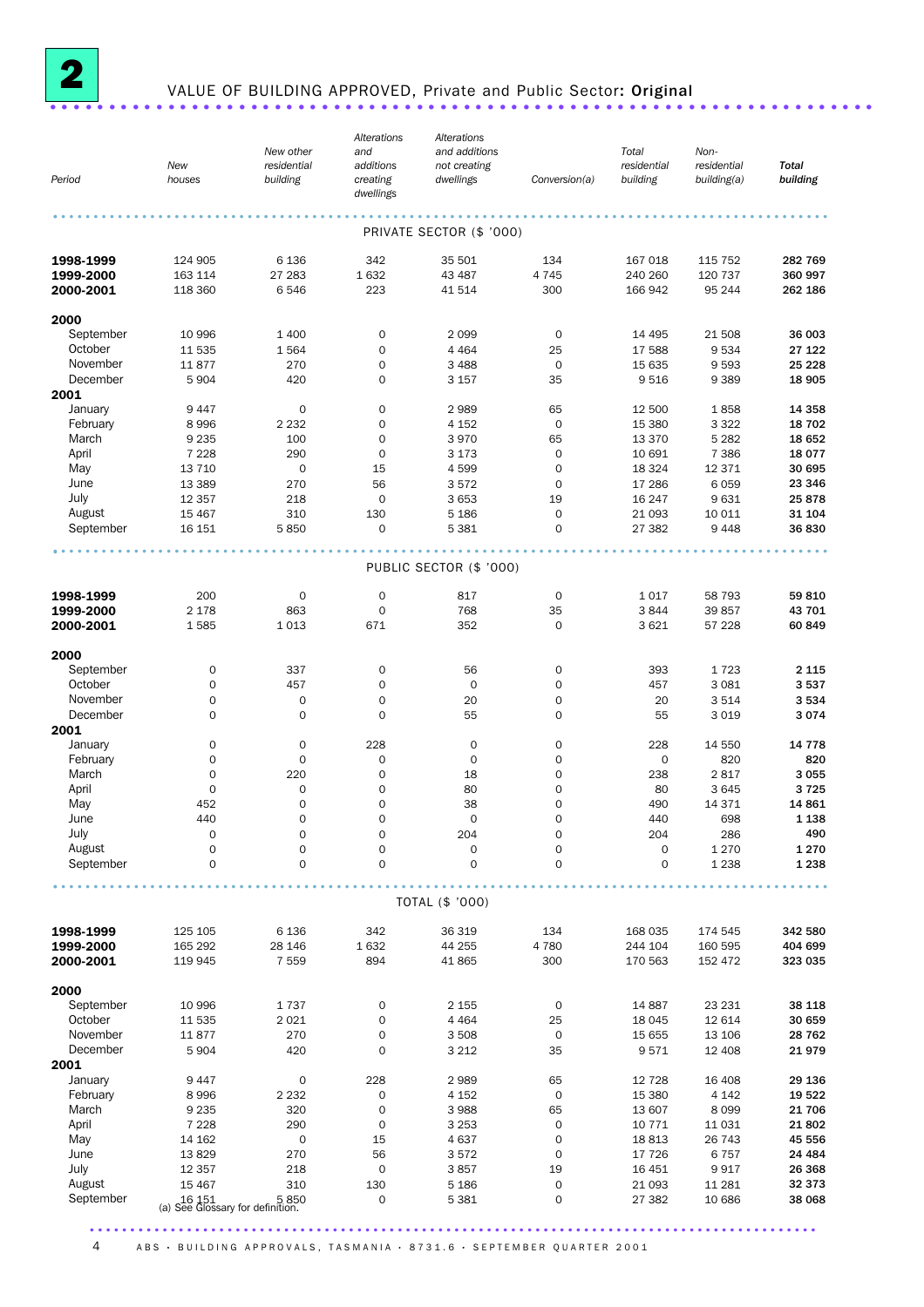## 2 VALUE OF BUILDING APPROVED, Private and Public Sector: Original

| Period | New houses | New other residential building | Alterations and additions creating dwellings | Alterations and additions not creating dwellings | Conversion(a) | Total residential building | Non-residential building(a) | Total building |
|---|---|---|---|---|---|---|---|---|
| | | | | PRIVATE SECTOR ($ '000) | | | | |
| **1998-1999** | 124 905 | 6 136 | 342 | 35 501 | 134 | 167 018 | 115 752 | **282 769** |
| **1999-2000** | 163 114 | 27 283 | 1 632 | 43 487 | 4 745 | 240 260 | 120 737 | **360 997** |
| **2000-2001** | 118 360 | 6 546 | 223 | 41 514 | 300 | 166 942 | 95 244 | **262 186** |
| **2000** | | | | | | | | |
| September | 10 996 | 1 400 | 0 | 2 099 | 0 | 14 495 | 21 508 | **36 003** |
| October | 11 535 | 1 564 | 0 | 4 464 | 25 | 17 588 | 9 534 | **27 122** |
| November | 11 877 | 270 | 0 | 3 488 | 0 | 15 635 | 9 593 | **25 228** |
| December | 5 904 | 420 | 0 | 3 157 | 35 | 9 516 | 9 389 | **18 905** |
| **2001** | | | | | | | | |
| January | 9 447 | 0 | 0 | 2 989 | 65 | 12 500 | 1 858 | **14 358** |
| February | 8 996 | 2 232 | 0 | 4 152 | 0 | 15 380 | 3 322 | **18 702** |
| March | 9 235 | 100 | 0 | 3 970 | 65 | 13 370 | 5 282 | **18 652** |
| April | 7 228 | 290 | 0 | 3 173 | 0 | 10 691 | 7 386 | **18 077** |
| May | 13 710 | 0 | 15 | 4 599 | 0 | 18 324 | 12 371 | **30 695** |
| June | 13 389 | 270 | 56 | 3 572 | 0 | 17 286 | 6 059 | **23 346** |
| July | 12 357 | 218 | 0 | 3 653 | 19 | 16 247 | 9 631 | **25 878** |
| August | 15 467 | 310 | 130 | 5 186 | 0 | 21 093 | 10 011 | **31 104** |
| September | 16 151 | 5 850 | 0 | 5 381 | 0 | 27 382 | 9 448 | **36 830** |
| | | | | PUBLIC SECTOR ($ '000) | | | | |
| **1998-1999** | 200 | 0 | 0 | 817 | 0 | 1 017 | 58 793 | **59 810** |
| **1999-2000** | 2 178 | 863 | 0 | 768 | 35 | 3 844 | 39 857 | **43 701** |
| **2000-2001** | 1 585 | 1 013 | 671 | 352 | 0 | 3 621 | 57 228 | **60 849** |
| **2000** | | | | | | | | |
| September | 0 | 337 | 0 | 56 | 0 | 393 | 1 723 | **2 115** |
| October | 0 | 457 | 0 | 0 | 0 | 457 | 3 081 | **3 537** |
| November | 0 | 0 | 0 | 20 | 0 | 20 | 3 514 | **3 534** |
| December | 0 | 0 | 0 | 55 | 0 | 55 | 3 019 | **3 074** |
| **2001** | | | | | | | | |
| January | 0 | 0 | 228 | 0 | 0 | 228 | 14 550 | **14 778** |
| February | 0 | 0 | 0 | 0 | 0 | 0 | 820 | **820** |
| March | 0 | 220 | 0 | 18 | 0 | 238 | 2 817 | **3 055** |
| April | 0 | 0 | 0 | 80 | 0 | 80 | 3 645 | **3 725** |
| May | 452 | 0 | 0 | 38 | 0 | 490 | 14 371 | **14 861** |
| June | 440 | 0 | 0 | 0 | 0 | 440 | 698 | **1 138** |
| July | 0 | 0 | 0 | 204 | 0 | 204 | 286 | **490** |
| August | 0 | 0 | 0 | 0 | 0 | 0 | 1 270 | **1 270** |
| September | 0 | 0 | 0 | 0 | 0 | 0 | 1 238 | **1 238** |
| | | | | TOTAL ($ '000) | | | | |
| **1998-1999** | 125 105 | 6 136 | 342 | 36 319 | 134 | 168 035 | 174 545 | **342 580** |
| **1999-2000** | 165 292 | 28 146 | 1 632 | 44 255 | 4 780 | 244 104 | 160 595 | **404 699** |
| **2000-2001** | 119 945 | 7 559 | 894 | 41 865 | 300 | 170 563 | 152 472 | **323 035** |
| **2000** | | | | | | | | |
| September | 10 996 | 1 737 | 0 | 2 155 | 0 | 14 887 | 23 231 | **38 118** |
| October | 11 535 | 2 021 | 0 | 4 464 | 25 | 18 045 | 12 614 | **30 659** |
| November | 11 877 | 270 | 0 | 3 508 | 0 | 15 655 | 13 106 | **28 762** |
| December | 5 904 | 420 | 0 | 3 212 | 35 | 9 571 | 12 408 | **21 979** |
| **2001** | | | | | | | | |
| January | 9 447 | 0 | 228 | 2 989 | 65 | 12 728 | 16 408 | **29 136** |
| February | 8 996 | 2 232 | 0 | 4 152 | 0 | 15 380 | 4 142 | **19 522** |
| March | 9 235 | 320 | 0 | 3 988 | 65 | 13 607 | 8 099 | **21 706** |
| April | 7 228 | 290 | 0 | 3 253 | 0 | 10 771 | 11 031 | **21 802** |
| May | 14 162 | 0 | 15 | 4 637 | 0 | 18 813 | 26 743 | **45 556** |
| June | 13 829 | 270 | 56 | 3 572 | 0 | 17 726 | 6 757 | **24 484** |
| July | 12 357 | 218 | 0 | 3 857 | 19 | 16 451 | 9 917 | **26 368** |
| August | 15 467 | 310 | 130 | 5 186 | 0 | 21 093 | 11 281 | **32 373** |
| September | 16 151 | 5 850 | 0 | 5 381 | 0 | 27 382 | 10 686 | **38 068** |

(a) See Glossary for definition.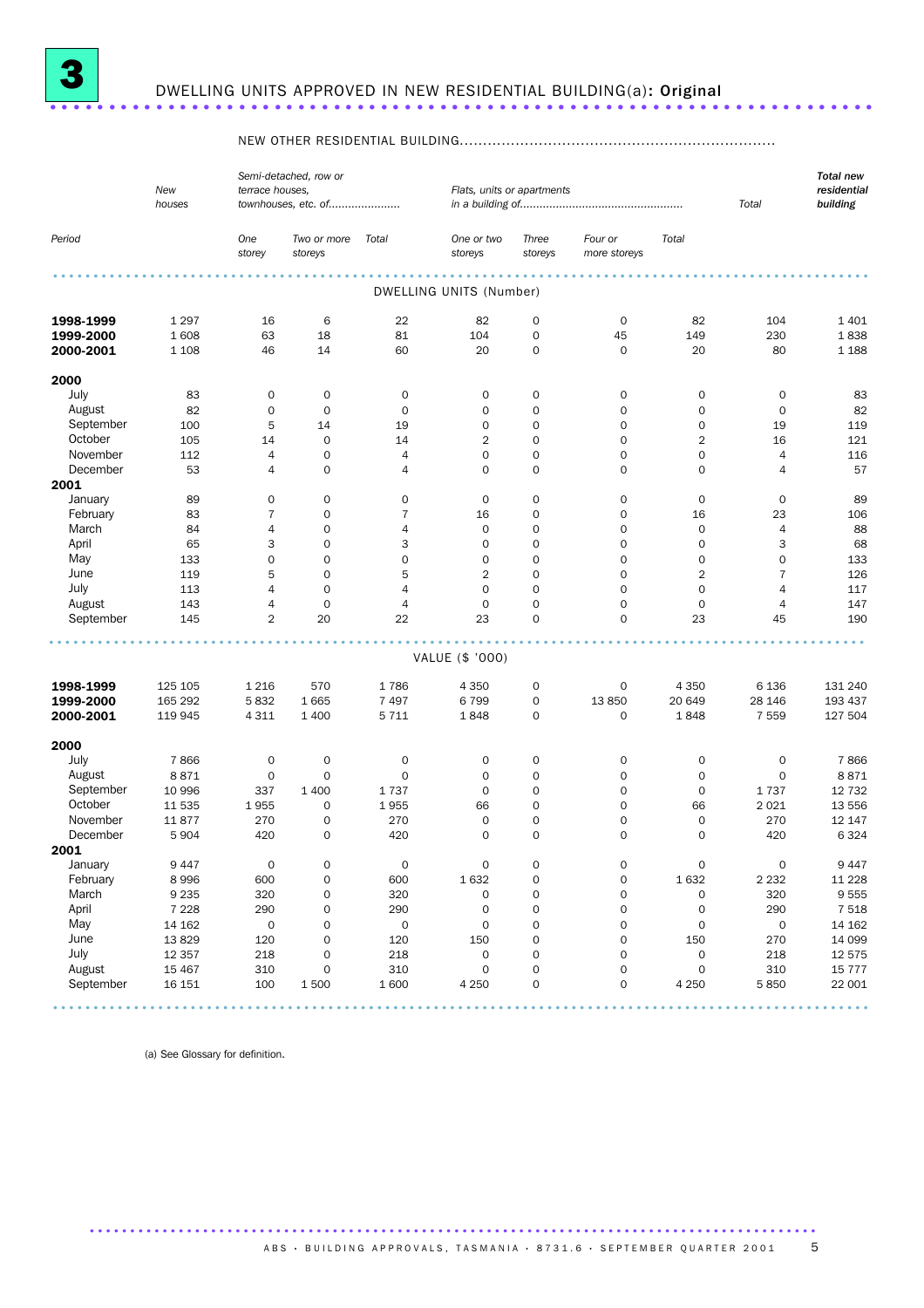# 3 DWELLING UNITS APPROVED IN NEW RESIDENTIAL BUILDING(a): Original

| Period | New houses | NEW OTHER RESIDENTIAL BUILDING — Semi-detached, row or terrace houses, townhouses, etc. of — One storey | Two or more storeys | Total | Flats, units or apartments in a building of — One or two storeys | Three storeys | Four or more storeys | Total | Total | Total new residential building |
|---|---|---|---|---|---|---|---|---|---|---|
| **DWELLING UNITS (Number)** | | | | | | | | | | |
| **1998-1999** | 1 297 | 16 | 6 | 22 | 82 | 0 | 0 | 82 | 104 | 1 401 |
| **1999-2000** | 1 608 | 63 | 18 | 81 | 104 | 0 | 45 | 149 | 230 | 1 838 |
| **2000-2001** | 1 108 | 46 | 14 | 60 | 20 | 0 | 0 | 20 | 80 | 1 188 |
| **2000** | | | | | | | | | | |
| July | 83 | 0 | 0 | 0 | 0 | 0 | 0 | 0 | 0 | 83 |
| August | 82 | 0 | 0 | 0 | 0 | 0 | 0 | 0 | 0 | 82 |
| September | 100 | 5 | 14 | 19 | 0 | 0 | 0 | 0 | 19 | 119 |
| October | 105 | 14 | 0 | 14 | 2 | 0 | 0 | 2 | 16 | 121 |
| November | 112 | 4 | 0 | 4 | 0 | 0 | 0 | 0 | 4 | 116 |
| December | 53 | 4 | 0 | 4 | 0 | 0 | 0 | 0 | 4 | 57 |
| **2001** | | | | | | | | | | |
| January | 89 | 0 | 0 | 0 | 0 | 0 | 0 | 0 | 0 | 89 |
| February | 83 | 7 | 0 | 7 | 16 | 0 | 0 | 16 | 23 | 106 |
| March | 84 | 4 | 0 | 4 | 0 | 0 | 0 | 0 | 4 | 88 |
| April | 65 | 3 | 0 | 3 | 0 | 0 | 0 | 0 | 3 | 68 |
| May | 133 | 0 | 0 | 0 | 0 | 0 | 0 | 0 | 0 | 133 |
| June | 119 | 5 | 0 | 5 | 2 | 0 | 0 | 2 | 7 | 126 |
| July | 113 | 4 | 0 | 4 | 0 | 0 | 0 | 0 | 4 | 117 |
| August | 143 | 4 | 0 | 4 | 0 | 0 | 0 | 0 | 4 | 147 |
| September | 145 | 2 | 20 | 22 | 23 | 0 | 0 | 23 | 45 | 190 |
| **VALUE ($ '000)** | | | | | | | | | | |
| **1998-1999** | 125 105 | 1 216 | 570 | 1 786 | 4 350 | 0 | 0 | 4 350 | 6 136 | 131 240 |
| **1999-2000** | 165 292 | 5 832 | 1 665 | 7 497 | 6 799 | 0 | 13 850 | 20 649 | 28 146 | 193 437 |
| **2000-2001** | 119 945 | 4 311 | 1 400 | 5 711 | 1 848 | 0 | 0 | 1 848 | 7 559 | 127 504 |
| **2000** | | | | | | | | | | |
| July | 7 866 | 0 | 0 | 0 | 0 | 0 | 0 | 0 | 0 | 7 866 |
| August | 8 871 | 0 | 0 | 0 | 0 | 0 | 0 | 0 | 0 | 8 871 |
| September | 10 996 | 337 | 1 400 | 1 737 | 0 | 0 | 0 | 0 | 1 737 | 12 732 |
| October | 11 535 | 1 955 | 0 | 1 955 | 66 | 0 | 0 | 66 | 2 021 | 13 556 |
| November | 11 877 | 270 | 0 | 270 | 0 | 0 | 0 | 0 | 270 | 12 147 |
| December | 5 904 | 420 | 0 | 420 | 0 | 0 | 0 | 0 | 420 | 6 324 |
| **2001** | | | | | | | | | | |
| January | 9 447 | 0 | 0 | 0 | 0 | 0 | 0 | 0 | 0 | 9 447 |
| February | 8 996 | 600 | 0 | 600 | 1 632 | 0 | 0 | 1 632 | 2 232 | 11 228 |
| March | 9 235 | 320 | 0 | 320 | 0 | 0 | 0 | 0 | 320 | 9 555 |
| April | 7 228 | 290 | 0 | 290 | 0 | 0 | 0 | 0 | 290 | 7 518 |
| May | 14 162 | 0 | 0 | 0 | 0 | 0 | 0 | 0 | 0 | 14 162 |
| June | 13 829 | 120 | 0 | 120 | 150 | 0 | 0 | 150 | 270 | 14 099 |
| July | 12 357 | 218 | 0 | 218 | 0 | 0 | 0 | 0 | 218 | 12 575 |
| August | 15 467 | 310 | 0 | 310 | 0 | 0 | 0 | 0 | 310 | 15 777 |
| September | 16 151 | 100 | 1 500 | 1 600 | 4 250 | 0 | 0 | 4 250 | 5 850 | 22 001 |

(a) See Glossary for definition.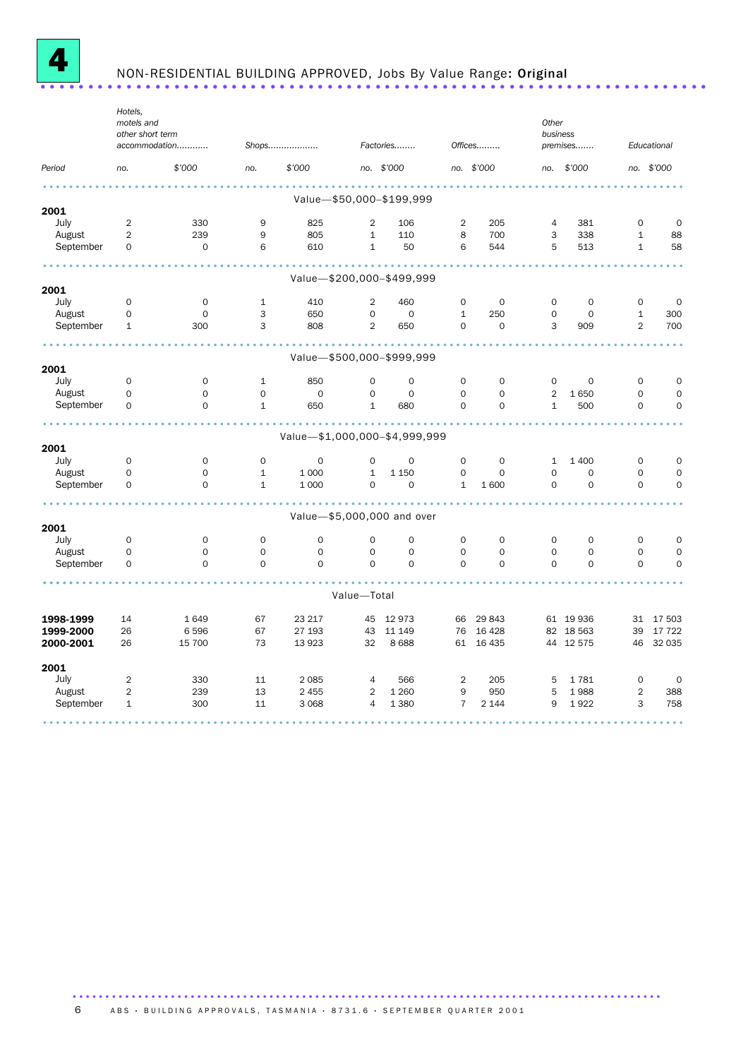# 4 NON-RESIDENTIAL BUILDING APPROVED, Jobs By Value Range: **Original**

| Period | Hotels, motels and other short term accommodation | | Shops | | Factories | | Offices | | Other business premises | | Educational | |
|---|---|---|---|---|---|---|---|---|---|---|---|---|
| | no. | $'000 | no. | $'000 | no. | $'000 | no. | $'000 | no. | $'000 | no. | $'000 |
| **Value—$50,000–$199,999** | | | | | | | | | | | | |
| **2001** | | | | | | | | | | | | |
| July | 2 | 330 | 9 | 825 | 2 | 106 | 2 | 205 | 4 | 381 | 0 | 0 |
| August | 2 | 239 | 9 | 805 | 1 | 110 | 8 | 700 | 3 | 338 | 1 | 88 |
| September | 0 | 0 | 6 | 610 | 1 | 50 | 6 | 544 | 5 | 513 | 1 | 58 |
| **Value—$200,000–$499,999** | | | | | | | | | | | | |
| **2001** | | | | | | | | | | | | |
| July | 0 | 0 | 1 | 410 | 2 | 460 | 0 | 0 | 0 | 0 | 0 | 0 |
| August | 0 | 0 | 3 | 650 | 0 | 0 | 1 | 250 | 0 | 0 | 1 | 300 |
| September | 1 | 300 | 3 | 808 | 2 | 650 | 0 | 0 | 3 | 909 | 2 | 700 |
| **Value—$500,000–$999,999** | | | | | | | | | | | | |
| **2001** | | | | | | | | | | | | |
| July | 0 | 0 | 1 | 850 | 0 | 0 | 0 | 0 | 0 | 0 | 0 | 0 |
| August | 0 | 0 | 0 | 0 | 0 | 0 | 0 | 0 | 2 | 1 650 | 0 | 0 |
| September | 0 | 0 | 1 | 650 | 1 | 680 | 0 | 0 | 1 | 500 | 0 | 0 |
| **Value—$1,000,000–$4,999,999** | | | | | | | | | | | | |
| **2001** | | | | | | | | | | | | |
| July | 0 | 0 | 0 | 0 | 0 | 0 | 0 | 0 | 1 | 1 400 | 0 | 0 |
| August | 0 | 0 | 1 | 1 000 | 1 | 1 150 | 0 | 0 | 0 | 0 | 0 | 0 |
| September | 0 | 0 | 1 | 1 000 | 0 | 0 | 1 | 1 600 | 0 | 0 | 0 | 0 |
| **Value—$5,000,000 and over** | | | | | | | | | | | | |
| **2001** | | | | | | | | | | | | |
| July | 0 | 0 | 0 | 0 | 0 | 0 | 0 | 0 | 0 | 0 | 0 | 0 |
| August | 0 | 0 | 0 | 0 | 0 | 0 | 0 | 0 | 0 | 0 | 0 | 0 |
| September | 0 | 0 | 0 | 0 | 0 | 0 | 0 | 0 | 0 | 0 | 0 | 0 |
| **Value—Total** | | | | | | | | | | | | |
| **1998-1999** | 14 | 1 649 | 67 | 23 217 | 45 | 12 973 | 66 | 29 843 | 61 | 19 936 | 31 | 17 503 |
| **1999-2000** | 26 | 6 596 | 67 | 27 193 | 43 | 11 149 | 76 | 16 428 | 82 | 18 563 | 39 | 17 722 |
| **2000-2001** | 26 | 15 700 | 73 | 13 923 | 32 | 8 688 | 61 | 16 435 | 44 | 12 575 | 46 | 32 035 |
| **2001** | | | | | | | | | | | | |
| July | 2 | 330 | 11 | 2 085 | 4 | 566 | 2 | 205 | 5 | 1 781 | 0 | 0 |
| August | 2 | 239 | 13 | 2 455 | 2 | 1 260 | 9 | 950 | 5 | 1 988 | 2 | 388 |
| September | 1 | 300 | 11 | 3 068 | 4 | 1 380 | 7 | 2 144 | 9 | 1 922 | 3 | 758 |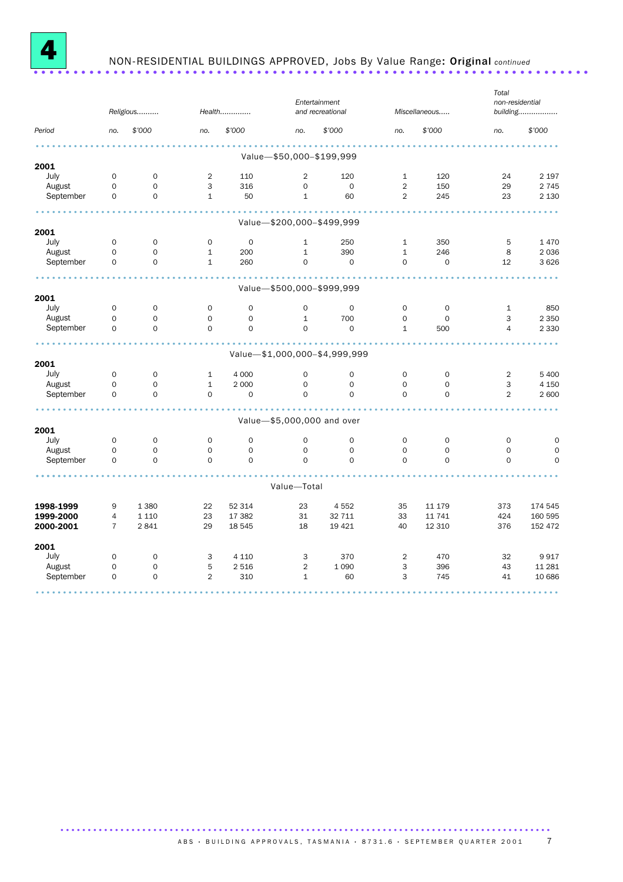# 4 NON-RESIDENTIAL BUILDINGS APPROVED, Jobs By Value Range: **Original** *continued*

| Period | Religious | | Health | | Entertainment and recreational | | Miscellaneous | | Total non-residential building | |
|---|---|---|---|---|---|---|---|---|---|---|
| | no. | $'000 | no. | $'000 | no. | $'000 | no. | $'000 | no. | $'000 |
| **Value—$50,000–$199,999** | | | | | | | | | | |
| **2001** | | | | | | | | | | |
| July | 0 | 0 | 2 | 110 | 2 | 120 | 1 | 120 | 24 | 2 197 |
| August | 0 | 0 | 3 | 316 | 0 | 0 | 2 | 150 | 29 | 2 745 |
| September | 0 | 0 | 1 | 50 | 1 | 60 | 2 | 245 | 23 | 2 130 |
| **Value—$200,000–$499,999** | | | | | | | | | | |
| **2001** | | | | | | | | | | |
| July | 0 | 0 | 0 | 0 | 1 | 250 | 1 | 350 | 5 | 1 470 |
| August | 0 | 0 | 1 | 200 | 1 | 390 | 1 | 246 | 8 | 2 036 |
| September | 0 | 0 | 1 | 260 | 0 | 0 | 0 | 0 | 12 | 3 626 |
| **Value—$500,000–$999,999** | | | | | | | | | | |
| **2001** | | | | | | | | | | |
| July | 0 | 0 | 0 | 0 | 0 | 0 | 0 | 0 | 1 | 850 |
| August | 0 | 0 | 0 | 0 | 1 | 700 | 0 | 0 | 3 | 2 350 |
| September | 0 | 0 | 0 | 0 | 0 | 0 | 1 | 500 | 4 | 2 330 |
| **Value—$1,000,000–$4,999,999** | | | | | | | | | | |
| **2001** | | | | | | | | | | |
| July | 0 | 0 | 1 | 4 000 | 0 | 0 | 0 | 0 | 2 | 5 400 |
| August | 0 | 0 | 1 | 2 000 | 0 | 0 | 0 | 0 | 3 | 4 150 |
| September | 0 | 0 | 0 | 0 | 0 | 0 | 0 | 0 | 2 | 2 600 |
| **Value—$5,000,000 and over** | | | | | | | | | | |
| **2001** | | | | | | | | | | |
| July | 0 | 0 | 0 | 0 | 0 | 0 | 0 | 0 | 0 | 0 |
| August | 0 | 0 | 0 | 0 | 0 | 0 | 0 | 0 | 0 | 0 |
| September | 0 | 0 | 0 | 0 | 0 | 0 | 0 | 0 | 0 | 0 |
| **Value—Total** | | | | | | | | | | |
| **1998-1999** | 9 | 1 380 | 22 | 52 314 | 23 | 4 552 | 35 | 11 179 | 373 | 174 545 |
| **1999-2000** | 4 | 1 110 | 23 | 17 382 | 31 | 32 711 | 33 | 11 741 | 424 | 160 595 |
| **2000-2001** | 7 | 2 841 | 29 | 18 545 | 18 | 19 421 | 40 | 12 310 | 376 | 152 472 |
| **2001** | | | | | | | | | | |
| July | 0 | 0 | 3 | 4 110 | 3 | 370 | 2 | 470 | 32 | 9 917 |
| August | 0 | 0 | 5 | 2 516 | 2 | 1 090 | 3 | 396 | 43 | 11 281 |
| September | 0 | 0 | 2 | 310 | 1 | 60 | 3 | 745 | 41 | 10 686 |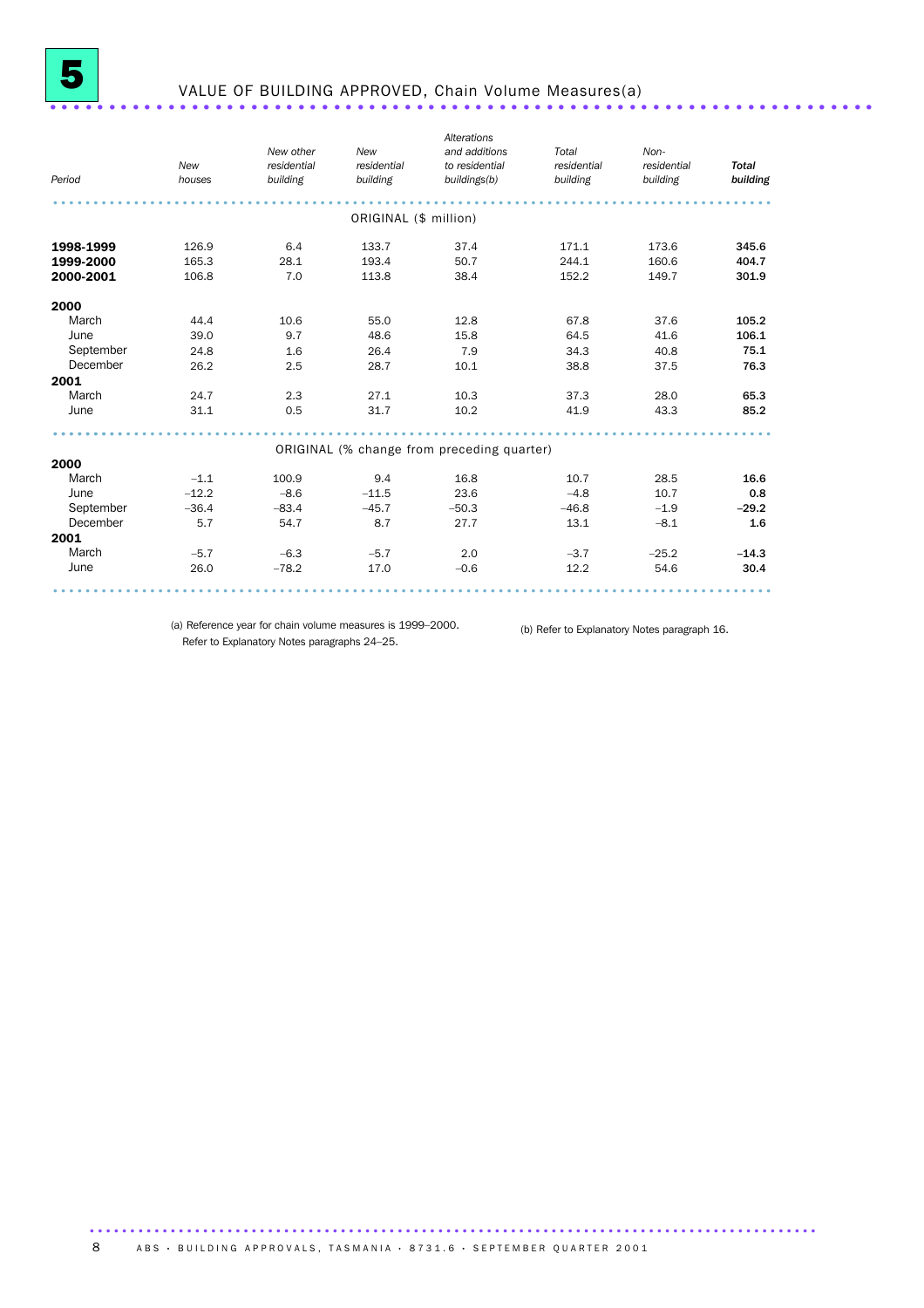## 5 VALUE OF BUILDING APPROVED, Chain Volume Measures(a)

| *Period* | *New houses* | *New other residential building* | *New residential building* | *Alterations and additions to residential buildings(b)* | *Total residential building* | *Non-residential building* | ***Total building*** |
|---|---|---|---|---|---|---|---|
| | | | | ORIGINAL ($ million) | | | |
| **1998-1999** | 126.9 | 6.4 | 133.7 | 37.4 | 171.1 | 173.6 | **345.6** |
| **1999-2000** | 165.3 | 28.1 | 193.4 | 50.7 | 244.1 | 160.6 | **404.7** |
| **2000-2001** | 106.8 | 7.0 | 113.8 | 38.4 | 152.2 | 149.7 | **301.9** |
| **2000** | | | | | | | |
| March | 44.4 | 10.6 | 55.0 | 12.8 | 67.8 | 37.6 | **105.2** |
| June | 39.0 | 9.7 | 48.6 | 15.8 | 64.5 | 41.6 | **106.1** |
| September | 24.8 | 1.6 | 26.4 | 7.9 | 34.3 | 40.8 | **75.1** |
| December | 26.2 | 2.5 | 28.7 | 10.1 | 38.8 | 37.5 | **76.3** |
| **2001** | | | | | | | |
| March | 24.7 | 2.3 | 27.1 | 10.3 | 37.3 | 28.0 | **65.3** |
| June | 31.1 | 0.5 | 31.7 | 10.2 | 41.9 | 43.3 | **85.2** |
| | | | | ORIGINAL (% change from preceding quarter) | | | |
| **2000** | | | | | | | |
| March | –1.1 | 100.9 | 9.4 | 16.8 | 10.7 | 28.5 | **16.6** |
| June | –12.2 | –8.6 | –11.5 | 23.6 | –4.8 | 10.7 | **0.8** |
| September | –36.4 | –83.4 | –45.7 | –50.3 | –46.8 | –1.9 | **–29.2** |
| December | 5.7 | 54.7 | 8.7 | 27.7 | 13.1 | –8.1 | **1.6** |
| **2001** | | | | | | | |
| March | –5.7 | –6.3 | –5.7 | 2.0 | –3.7 | –25.2 | **–14.3** |
| June | 26.0 | –78.2 | 17.0 | –0.6 | 12.2 | 54.6 | **30.4** |

(a) Reference year for chain volume measures is 1999–2000. Refer to Explanatory Notes paragraphs 24–25.

(b) Refer to Explanatory Notes paragraph 16.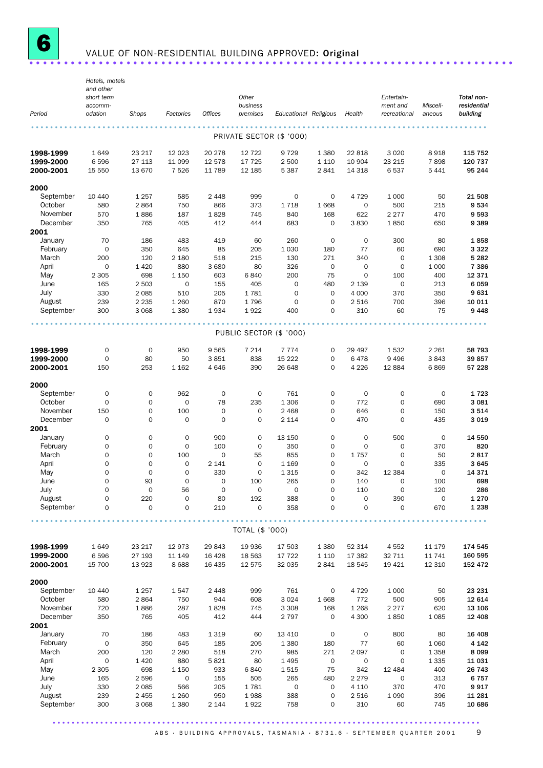# 6 VALUE OF NON-RESIDENTIAL BUILDING APPROVED: Original

| Period | Hotels, motels and other short term accommodation | Shops | Factories | Offices | Other business premises | Educational | Religious | Health | Entertainment and recreational | Miscellaneous | Total non-residential building |
|---|---|---|---|---|---|---|---|---|---|---|---|
| | | | | | PRIVATE SECTOR ($ '000) | | | | | | |
| **1998-1999** | 1 649 | 23 217 | 12 023 | 20 278 | 12 722 | 9 729 | 1 380 | 22 818 | 3 020 | 8 918 | **115 752** |
| **1999-2000** | 6 596 | 27 113 | 11 099 | 12 578 | 17 725 | 2 500 | 1 110 | 10 904 | 23 215 | 7 898 | **120 737** |
| **2000-2001** | 15 550 | 13 670 | 7 526 | 11 789 | 12 185 | 5 387 | 2 841 | 14 318 | 6 537 | 5 441 | **95 244** |
| **2000** | | | | | | | | | | | |
| September | 10 440 | 1 257 | 585 | 2 448 | 999 | 0 | 0 | 4 729 | 1 000 | 50 | **21 508** |
| October | 580 | 2 864 | 750 | 866 | 373 | 1 718 | 1 668 | 0 | 500 | 215 | **9 534** |
| November | 570 | 1 886 | 187 | 1 828 | 745 | 840 | 168 | 622 | 2 277 | 470 | **9 593** |
| December | 350 | 765 | 405 | 412 | 444 | 683 | 0 | 3 830 | 1 850 | 650 | **9 389** |
| **2001** | | | | | | | | | | | |
| January | 70 | 186 | 483 | 419 | 60 | 260 | 0 | 0 | 300 | 80 | **1 858** |
| February | 0 | 350 | 645 | 85 | 205 | 1 030 | 180 | 77 | 60 | 690 | **3 322** |
| March | 200 | 120 | 2 180 | 518 | 215 | 130 | 271 | 340 | 0 | 1 308 | **5 282** |
| April | 0 | 1 420 | 880 | 3 680 | 80 | 326 | 0 | 0 | 0 | 1 000 | **7 386** |
| May | 2 305 | 698 | 1 150 | 603 | 6 840 | 200 | 75 | 0 | 100 | 400 | **12 371** |
| June | 165 | 2 503 | 0 | 155 | 405 | 0 | 480 | 2 139 | 0 | 213 | **6 059** |
| July | 330 | 2 085 | 510 | 205 | 1 781 | 0 | 0 | 4 000 | 370 | 350 | **9 631** |
| August | 239 | 2 235 | 1 260 | 870 | 1 796 | 0 | 0 | 2 516 | 700 | 396 | **10 011** |
| September | 300 | 3 068 | 1 380 | 1 934 | 1 922 | 400 | 0 | 310 | 60 | 75 | **9 448** |
| | | | | | PUBLIC SECTOR ($ '000) | | | | | | |
| **1998-1999** | 0 | 0 | 950 | 9 565 | 7 214 | 7 774 | 0 | 29 497 | 1 532 | 2 261 | **58 793** |
| **1999-2000** | 0 | 80 | 50 | 3 851 | 838 | 15 222 | 0 | 6 478 | 9 496 | 3 843 | **39 857** |
| **2000-2001** | 150 | 253 | 1 162 | 4 646 | 390 | 26 648 | 0 | 4 226 | 12 884 | 6 869 | **57 228** |
| **2000** | | | | | | | | | | | |
| September | 0 | 0 | 962 | 0 | 0 | 761 | 0 | 0 | 0 | 0 | **1 723** |
| October | 0 | 0 | 0 | 78 | 235 | 1 306 | 0 | 772 | 0 | 690 | **3 081** |
| November | 150 | 0 | 100 | 0 | 0 | 2 468 | 0 | 646 | 0 | 150 | **3 514** |
| December | 0 | 0 | 0 | 0 | 0 | 2 114 | 0 | 470 | 0 | 435 | **3 019** |
| **2001** | | | | | | | | | | | |
| January | 0 | 0 | 0 | 900 | 0 | 13 150 | 0 | 0 | 500 | 0 | **14 550** |
| February | 0 | 0 | 0 | 100 | 0 | 350 | 0 | 0 | 0 | 370 | **820** |
| March | 0 | 0 | 100 | 0 | 55 | 855 | 0 | 1 757 | 0 | 50 | **2 817** |
| April | 0 | 0 | 0 | 2 141 | 0 | 1 169 | 0 | 0 | 0 | 335 | **3 645** |
| May | 0 | 0 | 0 | 330 | 0 | 1 315 | 0 | 342 | 12 384 | 0 | **14 371** |
| June | 0 | 93 | 0 | 0 | 100 | 265 | 0 | 140 | 0 | 100 | **698** |
| July | 0 | 0 | 56 | 0 | 0 | 0 | 0 | 110 | 0 | 120 | **286** |
| August | 0 | 220 | 0 | 80 | 192 | 388 | 0 | 0 | 390 | 0 | **1 270** |
| September | 0 | 0 | 0 | 210 | 0 | 358 | 0 | 0 | 0 | 670 | **1 238** |
| | | | | | TOTAL ($ '000) | | | | | | |
| **1998-1999** | 1 649 | 23 217 | 12 973 | 29 843 | 19 936 | 17 503 | 1 380 | 52 314 | 4 552 | 11 179 | **174 545** |
| **1999-2000** | 6 596 | 27 193 | 11 149 | 16 428 | 18 563 | 17 722 | 1 110 | 17 382 | 32 711 | 11 741 | **160 595** |
| **2000-2001** | 15 700 | 13 923 | 8 688 | 16 435 | 12 575 | 32 035 | 2 841 | 18 545 | 19 421 | 12 310 | **152 472** |
| **2000** | | | | | | | | | | | |
| September | 10 440 | 1 257 | 1 547 | 2 448 | 999 | 761 | 0 | 4 729 | 1 000 | 50 | **23 231** |
| October | 580 | 2 864 | 750 | 944 | 608 | 3 024 | 1 668 | 772 | 500 | 905 | **12 614** |
| November | 720 | 1 886 | 287 | 1 828 | 745 | 3 308 | 168 | 1 268 | 2 277 | 620 | **13 106** |
| December | 350 | 765 | 405 | 412 | 444 | 2 797 | 0 | 4 300 | 1 850 | 1 085 | **12 408** |
| **2001** | | | | | | | | | | | |
| January | 70 | 186 | 483 | 1 319 | 60 | 13 410 | 0 | 0 | 800 | 80 | **16 408** |
| February | 0 | 350 | 645 | 185 | 205 | 1 380 | 180 | 77 | 60 | 1 060 | **4 142** |
| March | 200 | 120 | 2 280 | 518 | 270 | 985 | 271 | 2 097 | 0 | 1 358 | **8 099** |
| April | 0 | 1 420 | 880 | 5 821 | 80 | 1 495 | 0 | 0 | 0 | 1 335 | **11 031** |
| May | 2 305 | 698 | 1 150 | 933 | 6 840 | 1 515 | 75 | 342 | 12 484 | 400 | **26 743** |
| June | 165 | 2 596 | 0 | 155 | 505 | 265 | 480 | 2 279 | 0 | 313 | **6 757** |
| July | 330 | 2 085 | 566 | 205 | 1 781 | 0 | 0 | 4 110 | 370 | 470 | **9 917** |
| August | 239 | 2 455 | 1 260 | 950 | 1 988 | 388 | 0 | 2 516 | 1 090 | 396 | **11 281** |
| September | 300 | 3 068 | 1 380 | 2 144 | 1 922 | 758 | 0 | 310 | 60 | 745 | **10 686** |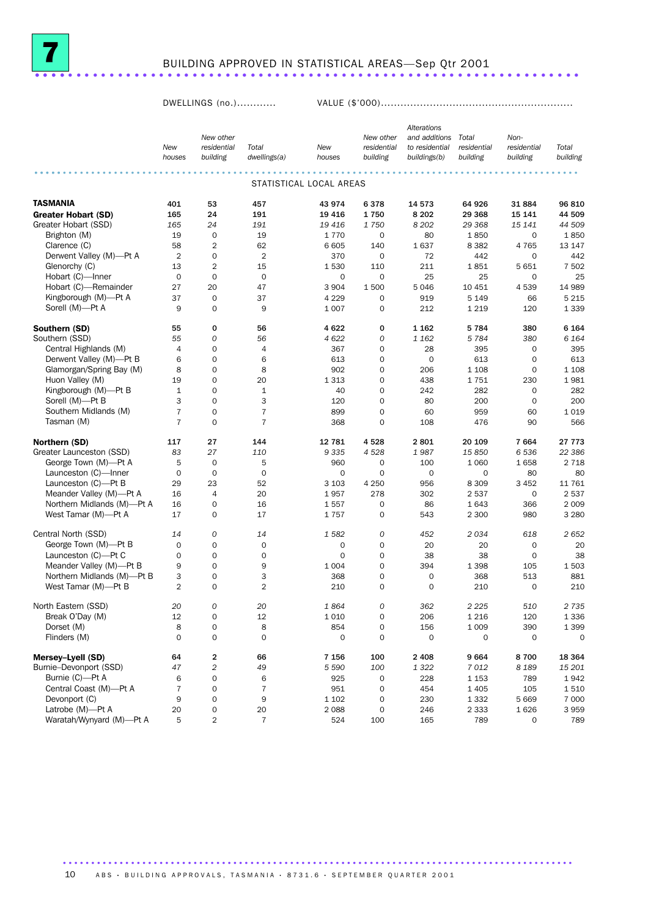# 7 BUILDING APPROVED IN STATISTICAL AREAS—Sep Qtr 2001

| | DWELLINGS (no.) | | | VALUE ($'000) | | | | | |
|---|---|---|---|---|---|---|---|---|---|
| | *New houses* | *New other residential building* | *Total dwellings(a)* | *New houses* | *New other residential building* | *Alterations and additions to residential buildings(b)* | *Total residential building* | *Non-residential building* | *Total building* |
| | | | | STATISTICAL LOCAL AREAS | | | | | |
| **TASMANIA** | **401** | **53** | **457** | **43 974** | **6 378** | **14 573** | **64 926** | **31 884** | **96 810** |
| **Greater Hobart (SD)** | **165** | **24** | **191** | **19 416** | **1 750** | **8 202** | **29 368** | **15 141** | **44 509** |
| Greater Hobart (SSD) | *165* | *24* | *191* | *19 416* | *1 750* | *8 202* | *29 368* | *15 141* | *44 509* |
| Brighton (M) | 19 | 0 | 19 | 1 770 | 0 | 80 | 1 850 | 0 | 1 850 |
| Clarence (C) | 58 | 2 | 62 | 6 605 | 140 | 1 637 | 8 382 | 4 765 | 13 147 |
| Derwent Valley (M)—Pt A | 2 | 0 | 2 | 370 | 0 | 72 | 442 | 0 | 442 |
| Glenorchy (C) | 13 | 2 | 15 | 1 530 | 110 | 211 | 1 851 | 5 651 | 7 502 |
| Hobart (C)—Inner | 0 | 0 | 0 | 0 | 0 | 25 | 25 | 0 | 25 |
| Hobart (C)—Remainder | 27 | 20 | 47 | 3 904 | 1 500 | 5 046 | 10 451 | 4 539 | 14 989 |
| Kingborough (M)—Pt A | 37 | 0 | 37 | 4 229 | 0 | 919 | 5 149 | 66 | 5 215 |
| Sorell (M)—Pt A | 9 | 0 | 9 | 1 007 | 0 | 212 | 1 219 | 120 | 1 339 |
| **Southern (SD)** | **55** | **0** | **56** | **4 622** | **0** | **1 162** | **5 784** | **380** | **6 164** |
| Southern (SSD) | *55* | *0* | *56* | *4 622* | *0* | *1 162* | *5 784* | *380* | *6 164* |
| Central Highlands (M) | 4 | 0 | 4 | 367 | 0 | 28 | 395 | 0 | 395 |
| Derwent Valley (M)—Pt B | 6 | 0 | 6 | 613 | 0 | 0 | 613 | 0 | 613 |
| Glamorgan/Spring Bay (M) | 8 | 0 | 8 | 902 | 0 | 206 | 1 108 | 0 | 1 108 |
| Huon Valley (M) | 19 | 0 | 20 | 1 313 | 0 | 438 | 1 751 | 230 | 1 981 |
| Kingborough (M)—Pt B | 1 | 0 | 1 | 40 | 0 | 242 | 282 | 0 | 282 |
| Sorell (M)—Pt B | 3 | 0 | 3 | 120 | 0 | 80 | 200 | 0 | 200 |
| Southern Midlands (M) | 7 | 0 | 7 | 899 | 0 | 60 | 959 | 60 | 1 019 |
| Tasman (M) | 7 | 0 | 7 | 368 | 0 | 108 | 476 | 90 | 566 |
| **Northern (SD)** | **117** | **27** | **144** | **12 781** | **4 528** | **2 801** | **20 109** | **7 664** | **27 773** |
| Greater Launceston (SSD) | *83* | *27* | *110* | *9 335* | *4 528* | *1 987* | *15 850* | *6 536* | *22 386* |
| George Town (M)—Pt A | 5 | 0 | 5 | 960 | 0 | 100 | 1 060 | 1 658 | 2 718 |
| Launceston (C)—Inner | 0 | 0 | 0 | 0 | 0 | 0 | 0 | 80 | 80 |
| Launceston (C)—Pt B | 29 | 23 | 52 | 3 103 | 4 250 | 956 | 8 309 | 3 452 | 11 761 |
| Meander Valley (M)—Pt A | 16 | 4 | 20 | 1 957 | 278 | 302 | 2 537 | 0 | 2 537 |
| Northern Midlands (M)—Pt A | 16 | 0 | 16 | 1 557 | 0 | 86 | 1 643 | 366 | 2 009 |
| West Tamar (M)—Pt A | 17 | 0 | 17 | 1 757 | 0 | 543 | 2 300 | 980 | 3 280 |
| Central North (SSD) | *14* | *0* | *14* | *1 582* | *0* | *452* | *2 034* | *618* | *2 652* |
| George Town (M)—Pt B | 0 | 0 | 0 | 0 | 0 | 20 | 20 | 0 | 20 |
| Launceston (C)—Pt C | 0 | 0 | 0 | 0 | 0 | 38 | 38 | 0 | 38 |
| Meander Valley (M)—Pt B | 9 | 0 | 9 | 1 004 | 0 | 394 | 1 398 | 105 | 1 503 |
| Northern Midlands (M)—Pt B | 3 | 0 | 3 | 368 | 0 | 0 | 368 | 513 | 881 |
| West Tamar (M)—Pt B | 2 | 0 | 2 | 210 | 0 | 0 | 210 | 0 | 210 |
| North Eastern (SSD) | *20* | *0* | *20* | *1 864* | *0* | *362* | *2 225* | *510* | *2 735* |
| Break O'Day (M) | 12 | 0 | 12 | 1 010 | 0 | 206 | 1 216 | 120 | 1 336 |
| Dorset (M) | 8 | 0 | 8 | 854 | 0 | 156 | 1 009 | 390 | 1 399 |
| Flinders (M) | 0 | 0 | 0 | 0 | 0 | 0 | 0 | 0 | 0 |
| **Mersey–Lyell (SD)** | **64** | **2** | **66** | **7 156** | **100** | **2 408** | **9 664** | **8 700** | **18 364** |
| Burnie–Devonport (SSD) | *47* | *2* | *49* | *5 590* | *100* | *1 322* | *7 012* | *8 189* | *15 201* |
| Burnie (C)—Pt A | 6 | 0 | 6 | 925 | 0 | 228 | 1 153 | 789 | 1 942 |
| Central Coast (M)—Pt A | 7 | 0 | 7 | 951 | 0 | 454 | 1 405 | 105 | 1 510 |
| Devonport (C) | 9 | 0 | 9 | 1 102 | 0 | 230 | 1 332 | 5 669 | 7 000 |
| Latrobe (M)—Pt A | 20 | 0 | 20 | 2 088 | 0 | 246 | 2 333 | 1 626 | 3 959 |
| Waratah/Wynyard (M)—Pt A | 5 | 2 | 7 | 524 | 100 | 165 | 789 | 0 | 789 |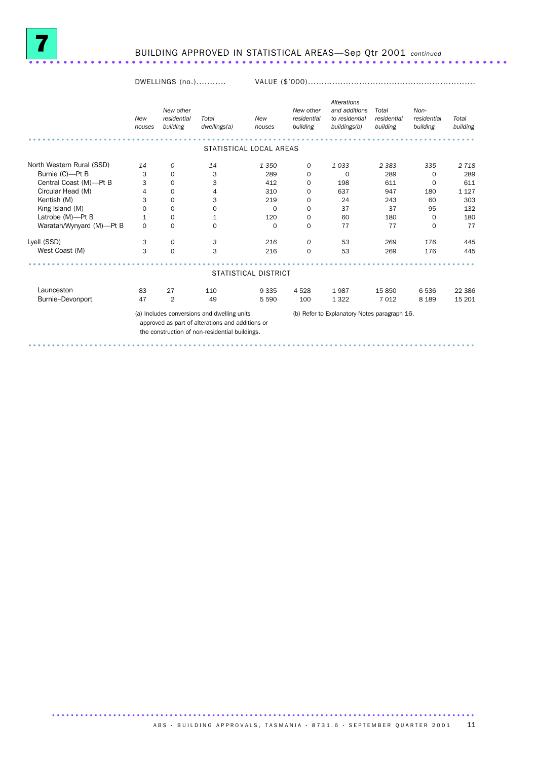# 7 BUILDING APPROVED IN STATISTICAL AREAS—Sep Qtr 2001 *continued*

| | DWELLINGS (no.) | | | VALUE ($'000) | | | | | |
|---|---|---|---|---|---|---|---|---|---|
| | *New houses* | *New other residential building* | *Total dwellings(a)* | *New houses* | *New other residential building* | *Alterations and additions to residential buildings(b)* | *Total residential building* | *Non-residential building* | *Total building* |
| | | | | **STATISTICAL LOCAL AREAS** | | | | | |
| North Western Rural (SSD) | *14* | *0* | *14* | *1 350* | *0* | *1 033* | *2 383* | *335* | *2 718* |
| Burnie (C)—Pt B | 3 | 0 | 3 | 289 | 0 | 0 | 289 | 0 | 289 |
| Central Coast (M)—Pt B | 3 | 0 | 3 | 412 | 0 | 198 | 611 | 0 | 611 |
| Circular Head (M) | 4 | 0 | 4 | 310 | 0 | 637 | 947 | 180 | 1 127 |
| Kentish (M) | 3 | 0 | 3 | 219 | 0 | 24 | 243 | 60 | 303 |
| King Island (M) | 0 | 0 | 0 | 0 | 0 | 37 | 37 | 95 | 132 |
| Latrobe (M)—Pt B | 1 | 0 | 1 | 120 | 0 | 60 | 180 | 0 | 180 |
| Waratah/Wynyard (M)—Pt B | 0 | 0 | 0 | 0 | 0 | 77 | 77 | 0 | 77 |
| Lyell (SSD) | *3* | *0* | *3* | *216* | *0* | *53* | *269* | *176* | *445* |
| West Coast (M) | 3 | 0 | 3 | 216 | 0 | 53 | 269 | 176 | 445 |
| | | | | **STATISTICAL DISTRICT** | | | | | |
| Launceston | 83 | 27 | 110 | 9 335 | 4 528 | 1 987 | 15 850 | 6 536 | 22 386 |
| Burnie–Devonport | 47 | 2 | 49 | 5 590 | 100 | 1 322 | 7 012 | 8 189 | 15 201 |

(a) Includes conversions and dwelling units approved as part of alterations and additions or the construction of non-residential buildings.

(b) Refer to Explanatory Notes paragraph 16.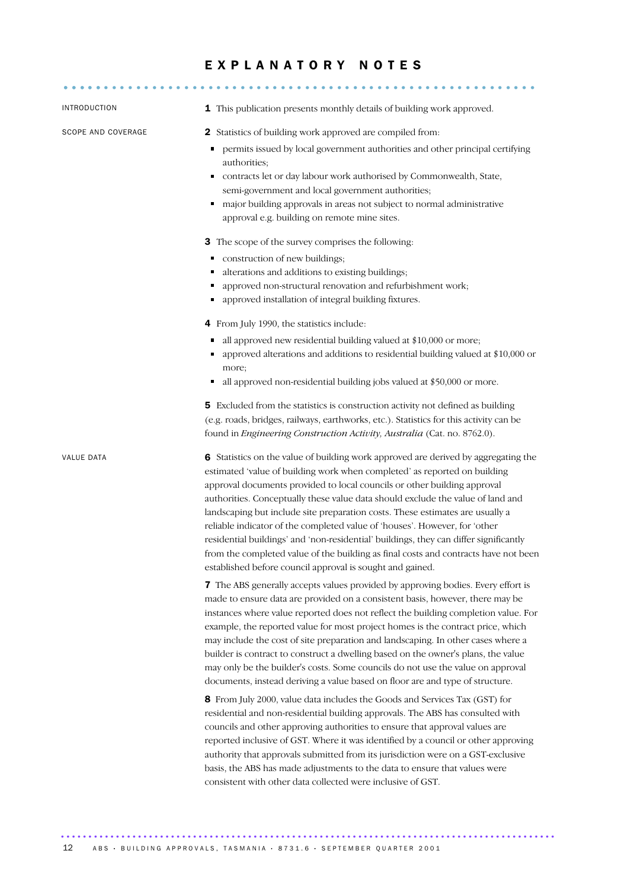# EXPLANATORY NOTES

## INTRODUCTION

**1** This publication presents monthly details of building work approved.

## SCOPE AND COVERAGE

**2** Statistics of building work approved are compiled from:

- permits issued by local government authorities and other principal certifying authorities;
- contracts let or day labour work authorised by Commonwealth, State, semi-government and local government authorities;
- major building approvals in areas not subject to normal administrative approval e.g. building on remote mine sites.

**3** The scope of the survey comprises the following:

- construction of new buildings;
- alterations and additions to existing buildings;
- approved non-structural renovation and refurbishment work;
- approved installation of integral building fixtures.

**4** From July 1990, the statistics include:

- all approved new residential building valued at $10,000 or more;
- approved alterations and additions to residential building valued at $10,000 or more;
- all approved non-residential building jobs valued at $50,000 or more.

**5** Excluded from the statistics is construction activity not defined as building (e.g. roads, bridges, railways, earthworks, etc.). Statistics for this activity can be found in *Engineering Construction Activity, Australia* (Cat. no. 8762.0).

## VALUE DATA

**6** Statistics on the value of building work approved are derived by aggregating the estimated 'value of building work when completed' as reported on building approval documents provided to local councils or other building approval authorities. Conceptually these value data should exclude the value of land and landscaping but include site preparation costs. These estimates are usually a reliable indicator of the completed value of 'houses'. However, for 'other residential buildings' and 'non-residential' buildings, they can differ significantly from the completed value of the building as final costs and contracts have not been established before council approval is sought and gained.

**7** The ABS generally accepts values provided by approving bodies. Every effort is made to ensure data are provided on a consistent basis, however, there may be instances where value reported does not reflect the building completion value. For example, the reported value for most project homes is the contract price, which may include the cost of site preparation and landscaping. In other cases where a builder is contract to construct a dwelling based on the owner's plans, the value may only be the builder's costs. Some councils do not use the value on approval documents, instead deriving a value based on floor are and type of structure.

**8** From July 2000, value data includes the Goods and Services Tax (GST) for residential and non-residential building approvals. The ABS has consulted with councils and other approving authorities to ensure that approval values are reported inclusive of GST. Where it was identified by a council or other approving authority that approvals submitted from its jurisdiction were on a GST-exclusive basis, the ABS has made adjustments to the data to ensure that values were consistent with other data collected were inclusive of GST.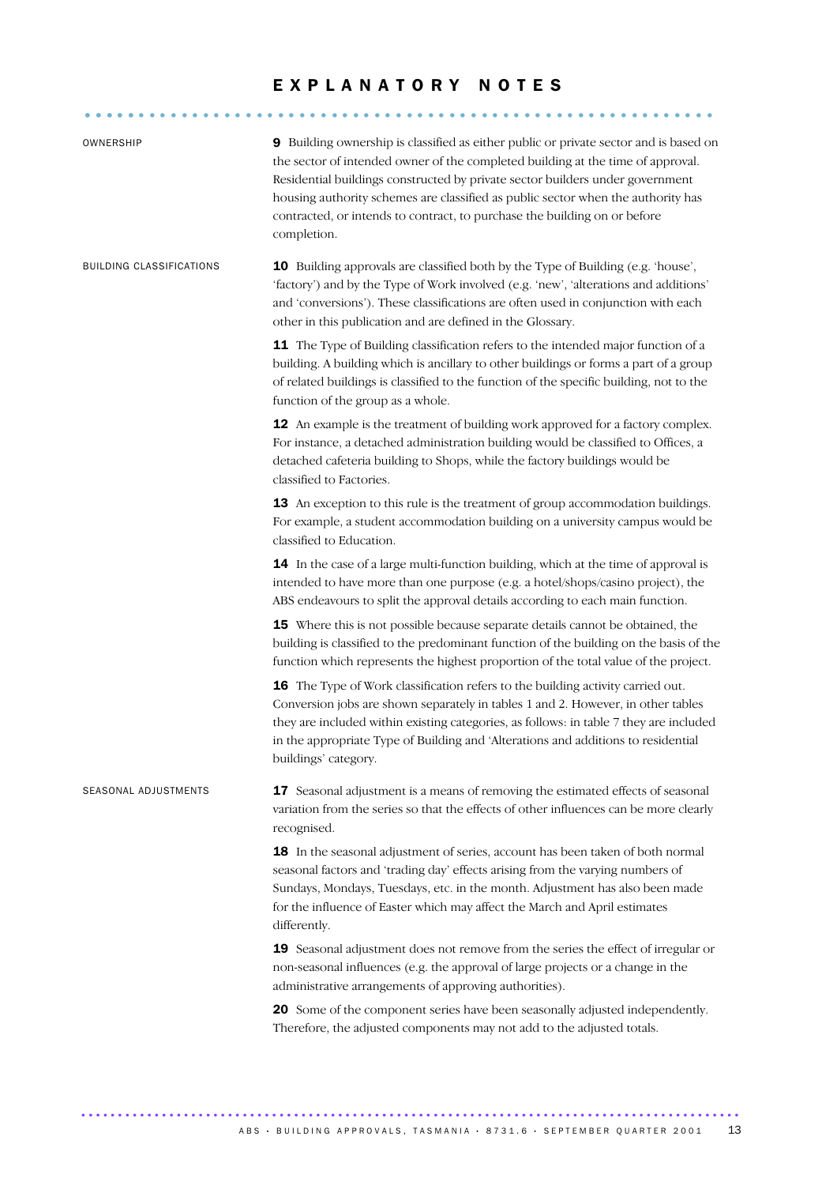# EXPLANATORY NOTES

### OWNERSHIP

**9** Building ownership is classified as either public or private sector and is based on the sector of intended owner of the completed building at the time of approval. Residential buildings constructed by private sector builders under government housing authority schemes are classified as public sector when the authority has contracted, or intends to contract, to purchase the building on or before completion.

### BUILDING CLASSIFICATIONS

**10** Building approvals are classified both by the Type of Building (e.g. 'house', 'factory') and by the Type of Work involved (e.g. 'new', 'alterations and additions' and 'conversions'). These classifications are often used in conjunction with each other in this publication and are defined in the Glossary.

**11** The Type of Building classification refers to the intended major function of a building. A building which is ancillary to other buildings or forms a part of a group of related buildings is classified to the function of the specific building, not to the function of the group as a whole.

**12** An example is the treatment of building work approved for a factory complex. For instance, a detached administration building would be classified to Offices, a detached cafeteria building to Shops, while the factory buildings would be classified to Factories.

**13** An exception to this rule is the treatment of group accommodation buildings. For example, a student accommodation building on a university campus would be classified to Education.

**14** In the case of a large multi-function building, which at the time of approval is intended to have more than one purpose (e.g. a hotel/shops/casino project), the ABS endeavours to split the approval details according to each main function.

**15** Where this is not possible because separate details cannot be obtained, the building is classified to the predominant function of the building on the basis of the function which represents the highest proportion of the total value of the project.

**16** The Type of Work classification refers to the building activity carried out. Conversion jobs are shown separately in tables 1 and 2. However, in other tables they are included within existing categories, as follows: in table 7 they are included in the appropriate Type of Building and 'Alterations and additions to residential buildings' category.

### SEASONAL ADJUSTMENTS

**17** Seasonal adjustment is a means of removing the estimated effects of seasonal variation from the series so that the effects of other influences can be more clearly recognised.

**18** In the seasonal adjustment of series, account has been taken of both normal seasonal factors and 'trading day' effects arising from the varying numbers of Sundays, Mondays, Tuesdays, etc. in the month. Adjustment has also been made for the influence of Easter which may affect the March and April estimates differently.

**19** Seasonal adjustment does not remove from the series the effect of irregular or non-seasonal influences (e.g. the approval of large projects or a change in the administrative arrangements of approving authorities).

**20** Some of the component series have been seasonally adjusted independently. Therefore, the adjusted components may not add to the adjusted totals.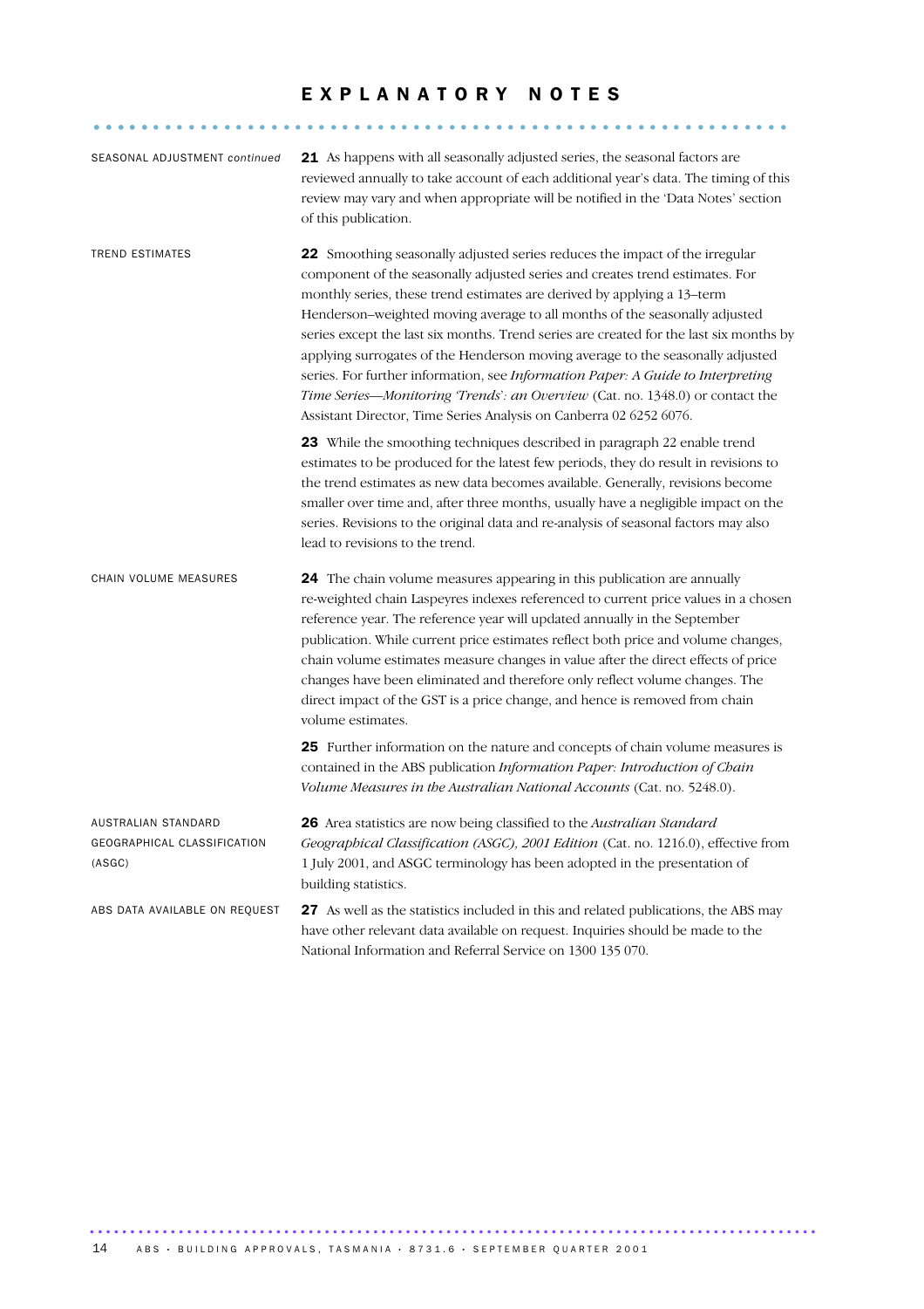# EXPLANATORY NOTES

SEASONAL ADJUSTMENT *continued*

**21** As happens with all seasonally adjusted series, the seasonal factors are reviewed annually to take account of each additional year's data. The timing of this review may vary and when appropriate will be notified in the 'Data Notes' section of this publication.

TREND ESTIMATES

**22** Smoothing seasonally adjusted series reduces the impact of the irregular component of the seasonally adjusted series and creates trend estimates. For monthly series, these trend estimates are derived by applying a 13–term Henderson–weighted moving average to all months of the seasonally adjusted series except the last six months. Trend series are created for the last six months by applying surrogates of the Henderson moving average to the seasonally adjusted series. For further information, see *Information Paper: A Guide to Interpreting Time Series—Monitoring 'Trends': an Overview* (Cat. no. 1348.0) or contact the Assistant Director, Time Series Analysis on Canberra 02 6252 6076.

**23** While the smoothing techniques described in paragraph 22 enable trend estimates to be produced for the latest few periods, they do result in revisions to the trend estimates as new data becomes available. Generally, revisions become smaller over time and, after three months, usually have a negligible impact on the series. Revisions to the original data and re-analysis of seasonal factors may also lead to revisions to the trend.

CHAIN VOLUME MEASURES

**24** The chain volume measures appearing in this publication are annually re-weighted chain Laspeyres indexes referenced to current price values in a chosen reference year. The reference year will updated annually in the September publication. While current price estimates reflect both price and volume changes, chain volume estimates measure changes in value after the direct effects of price changes have been eliminated and therefore only reflect volume changes. The direct impact of the GST is a price change, and hence is removed from chain volume estimates.

**25** Further information on the nature and concepts of chain volume measures is contained in the ABS publication *Information Paper: Introduction of Chain Volume Measures in the Australian National Accounts* (Cat. no. 5248.0).

AUSTRALIAN STANDARD GEOGRAPHICAL CLASSIFICATION (ASGC)

**26** Area statistics are now being classified to the *Australian Standard Geographical Classification (ASGC), 2001 Edition* (Cat. no. 1216.0), effective from 1 July 2001, and ASGC terminology has been adopted in the presentation of building statistics.

ABS DATA AVAILABLE ON REQUEST

**27** As well as the statistics included in this and related publications, the ABS may have other relevant data available on request. Inquiries should be made to the National Information and Referral Service on 1300 135 070.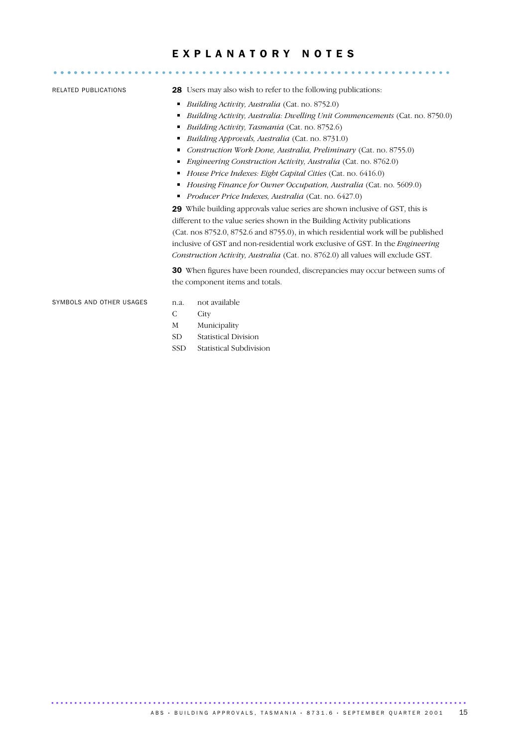# EXPLANATORY NOTES

### RELATED PUBLICATIONS

**28** Users may also wish to refer to the following publications:

- *Building Activity, Australia* (Cat. no. 8752.0)
- *Building Activity, Australia: Dwelling Unit Commencements* (Cat. no. 8750.0)
- *Building Activity, Tasmania* (Cat. no. 8752.6)
- *Building Approvals, Australia* (Cat. no. 8731.0)
- *Construction Work Done, Australia, Preliminary* (Cat. no. 8755.0)
- *Engineering Construction Activity, Australia* (Cat. no. 8762.0)
- *House Price Indexes: Eight Capital Cities* (Cat. no. 6416.0)
- *Housing Finance for Owner Occupation, Australia* (Cat. no. 5609.0)
- *Producer Price Indexes, Australia* (Cat. no. 6427.0)

**29** While building approvals value series are shown inclusive of GST, this is different to the value series shown in the Building Activity publications (Cat. nos 8752.0, 8752.6 and 8755.0), in which residential work will be published inclusive of GST and non-residential work exclusive of GST. In the *Engineering Construction Activity, Australia* (Cat. no. 8762.0) all values will exclude GST.

**30** When figures have been rounded, discrepancies may occur between sums of the component items and totals.

### SYMBOLS AND OTHER USAGES

| | |
|---|---|
| n.a. | not available |
| C | City |
| M | Municipality |
| SD | Statistical Division |
| SSD | Statistical Subdivision |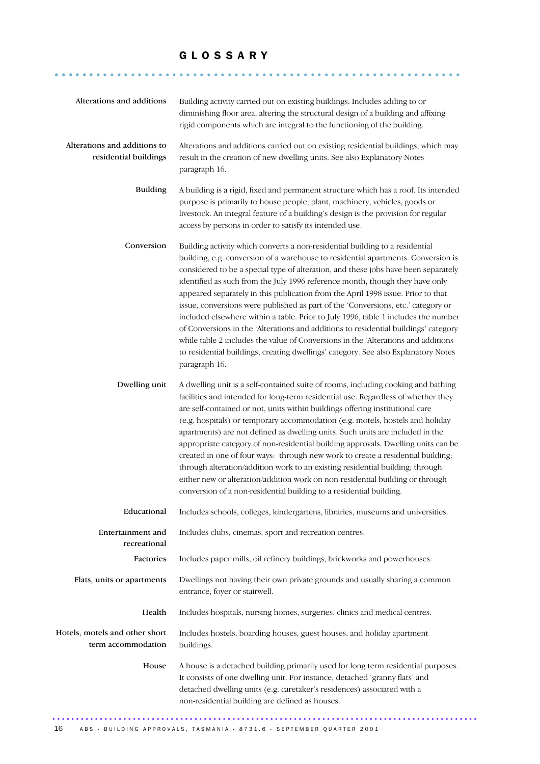# GLOSSARY

**Alterations and additions** — Building activity carried out on existing buildings. Includes adding to or diminishing floor area, altering the structural design of a building and affixing rigid components which are integral to the functioning of the building.

**Alterations and additions to residential buildings** — Alterations and additions carried out on existing residential buildings, which may result in the creation of new dwelling units. See also Explanatory Notes paragraph 16.

**Building** — A building is a rigid, fixed and permanent structure which has a roof. Its intended purpose is primarily to house people, plant, machinery, vehicles, goods or livestock. An integral feature of a building's design is the provision for regular access by persons in order to satisfy its intended use.

**Conversion** — Building activity which converts a non-residential building to a residential building, e.g. conversion of a warehouse to residential apartments. Conversion is considered to be a special type of alteration, and these jobs have been separately identified as such from the July 1996 reference month, though they have only appeared separately in this publication from the April 1998 issue. Prior to that issue, conversions were published as part of the 'Conversions, etc.' category or included elsewhere within a table. Prior to July 1996, table 1 includes the number of Conversions in the 'Alterations and additions to residential buildings' category while table 2 includes the value of Conversions in the 'Alterations and additions to residential buildings, creating dwellings' category. See also Explanatory Notes paragraph 16.

**Dwelling unit** — A dwelling unit is a self-contained suite of rooms, including cooking and bathing facilities and intended for long-term residential use. Regardless of whether they are self-contained or not, units within buildings offering institutional care (e.g. hospitals) or temporary accommodation (e.g. motels, hostels and holiday apartments) are not defined as dwelling units. Such units are included in the appropriate category of non-residential building approvals. Dwelling units can be created in one of four ways: through new work to create a residential building; through alteration/addition work to an existing residential building; through either new or alteration/addition work on non-residential building or through conversion of a non-residential building to a residential building.

**Educational** — Includes schools, colleges, kindergartens, libraries, museums and universities.

**Entertainment and recreational** — Includes clubs, cinemas, sport and recreation centres.

**Factories** — Includes paper mills, oil refinery buildings, brickworks and powerhouses.

**Flats, units or apartments** — Dwellings not having their own private grounds and usually sharing a common entrance, foyer or stairwell.

**Health** — Includes hospitals, nursing homes, surgeries, clinics and medical centres.

**Hotels, motels and other short term accommodation** — Includes hostels, boarding houses, guest houses, and holiday apartment buildings.

**House** — A house is a detached building primarily used for long term residential purposes. It consists of one dwelling unit. For instance, detached 'granny flats' and detached dwelling units (e.g. caretaker's residences) associated with a non-residential building are defined as houses.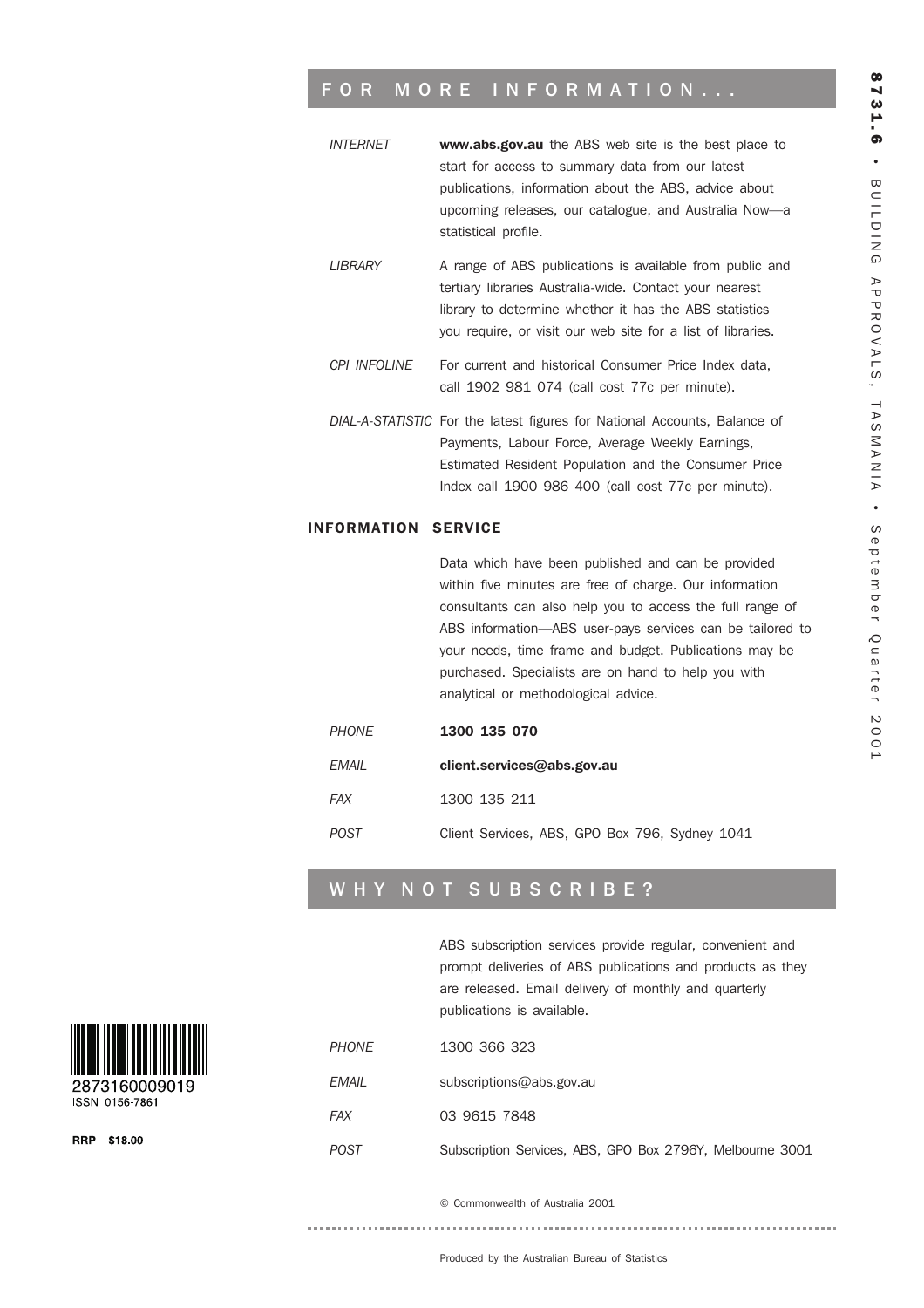## FOR MORE INFORMATION...

| | |
|---|---|
| *INTERNET* | **www.abs.gov.au** the ABS web site is the best place to start for access to summary data from our latest publications, information about the ABS, advice about upcoming releases, our catalogue, and Australia Now—a statistical profile. |
| *LIBRARY* | A range of ABS publications is available from public and tertiary libraries Australia-wide. Contact your nearest library to determine whether it has the ABS statistics you require, or visit our web site for a list of libraries. |
| *CPI INFOLINE* | For current and historical Consumer Price Index data, call 1902 981 074 (call cost 77c per minute). |
| *DIAL-A-STATISTIC* | For the latest figures for National Accounts, Balance of Payments, Labour Force, Average Weekly Earnings, Estimated Resident Population and the Consumer Price Index call 1900 986 400 (call cost 77c per minute). |

### INFORMATION SERVICE

Data which have been published and can be provided within five minutes are free of charge. Our information consultants can also help you to access the full range of ABS information—ABS user-pays services can be tailored to your needs, time frame and budget. Publications may be purchased. Specialists are on hand to help you with analytical or methodological advice.

| | |
|---|---|
| *PHONE* | **1300 135 070** |
| *EMAIL* | **client.services@abs.gov.au** |
| *FAX* | 1300 135 211 |
| *POST* | Client Services, ABS, GPO Box 796, Sydney 1041 |

## WHY NOT SUBSCRIBE?

ABS subscription services provide regular, convenient and prompt deliveries of ABS publications and products as they are released. Email delivery of monthly and quarterly publications is available.

| | |
|---|---|
| *PHONE* | 1300 366 323 |
| *EMAIL* | subscriptions@abs.gov.au |
| *FAX* | 03 9615 7848 |
| *POST* | Subscription Services, ABS, GPO Box 2796Y, Melbourne 3001 |

2873160009019
ISSN 0156-7861

**RRP $18.00**

© Commonwealth of Australia 2001

Produced by the Australian Bureau of Statistics